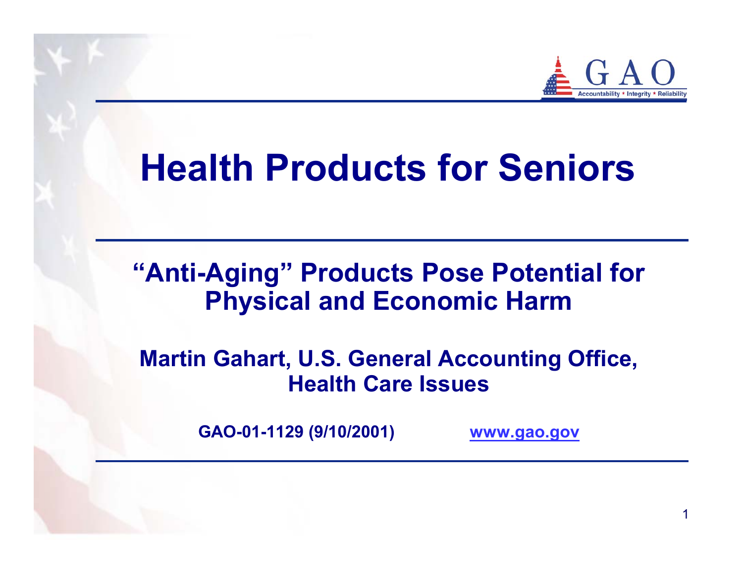# Health Products for Seniors

## "Anti-Aging" Products Pose Potential for Physical and Economic Harm

**Martin Gahart, U.S. General Accounting Office, Health Care Issues**

**GAO-01-1129 (9/10/2001)** **www.gao.gov**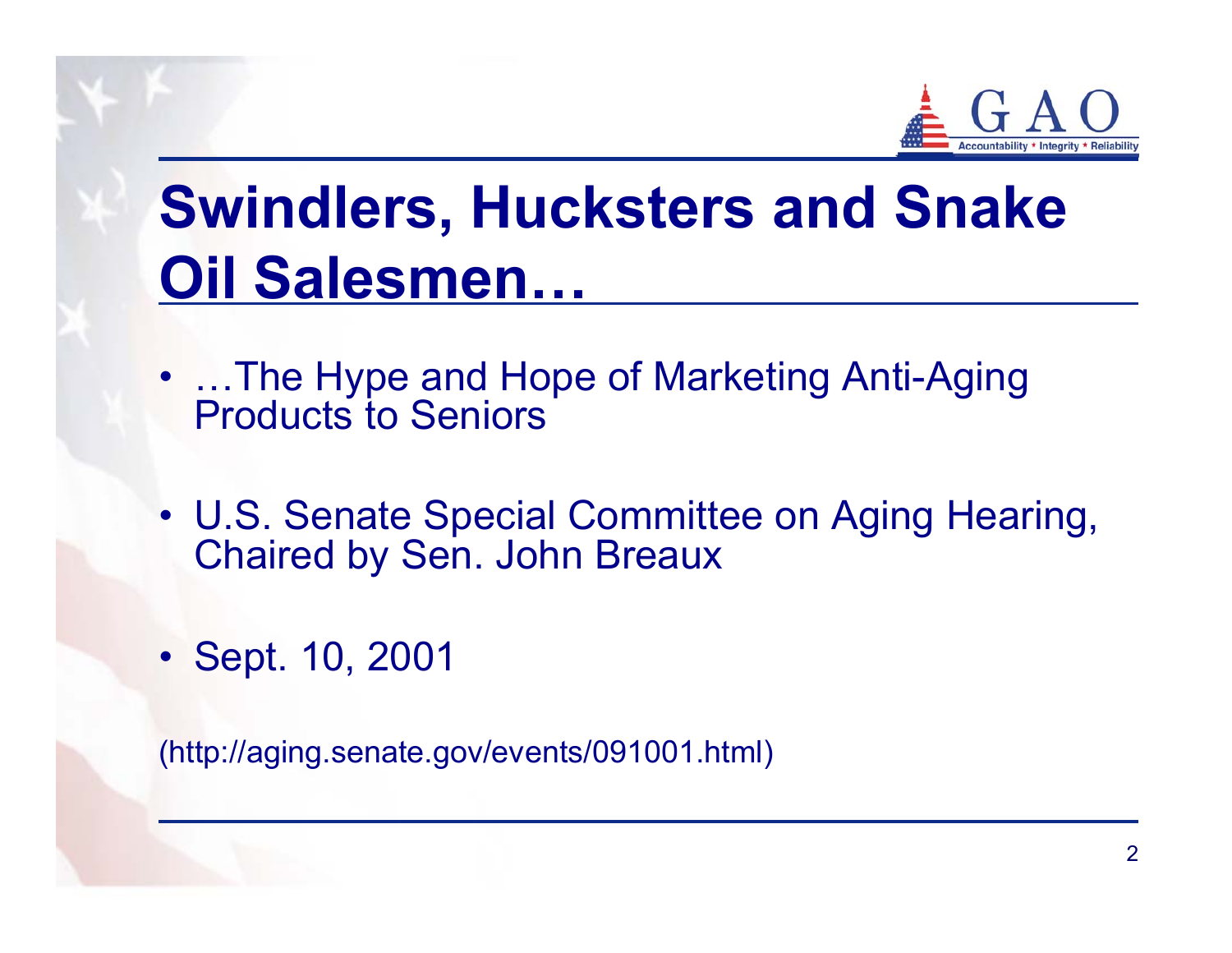# Swindlers, Hucksters and Snake Oil Salesmen…

- …The Hype and Hope of Marketing Anti-Aging Products to Seniors
- U.S. Senate Special Committee on Aging Hearing, Chaired by Sen. John Breaux
- Sept. 10, 2001

(http://aging.senate.gov/events/091001.html)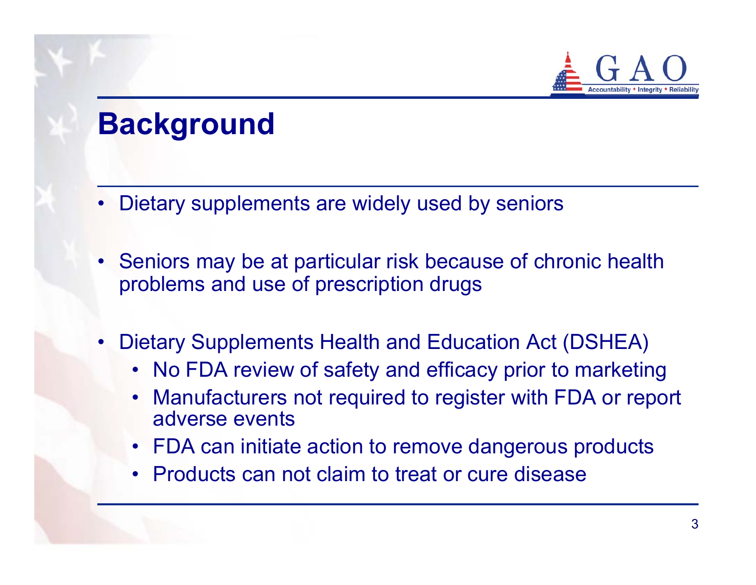# Background

- Dietary supplements are widely used by seniors
- Seniors may be at particular risk because of chronic health problems and use of prescription drugs
- Dietary Supplements Health and Education Act (DSHEA)
  - No FDA review of safety and efficacy prior to marketing
  - Manufacturers not required to register with FDA or report adverse events
  - FDA can initiate action to remove dangerous products
  - Products can not claim to treat or cure disease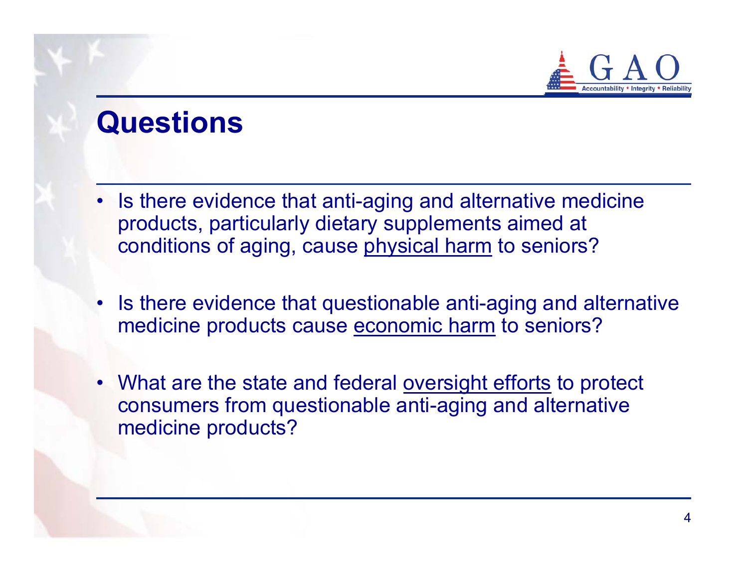# Questions

- Is there evidence that anti-aging and alternative medicine products, particularly dietary supplements aimed at conditions of aging, cause <u>physical harm</u> to seniors?

- Is there evidence that questionable anti-aging and alternative medicine products cause <u>economic harm</u> to seniors?

- What are the state and federal <u>oversight efforts</u> to protect consumers from questionable anti-aging and alternative medicine products?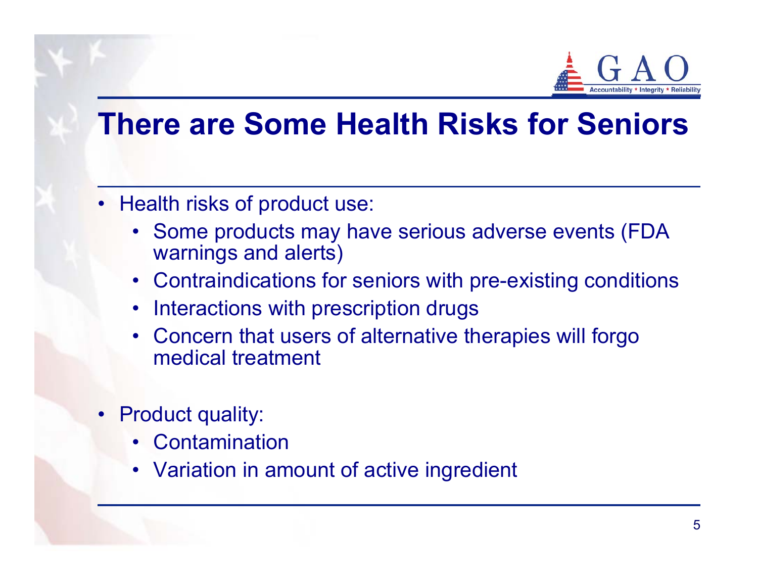# There are Some Health Risks for Seniors

- Health risks of product use:
  - Some products may have serious adverse events (FDA warnings and alerts)
  - Contraindications for seniors with pre-existing conditions
  - Interactions with prescription drugs
  - Concern that users of alternative therapies will forgo medical treatment
- Product quality:
  - Contamination
  - Variation in amount of active ingredient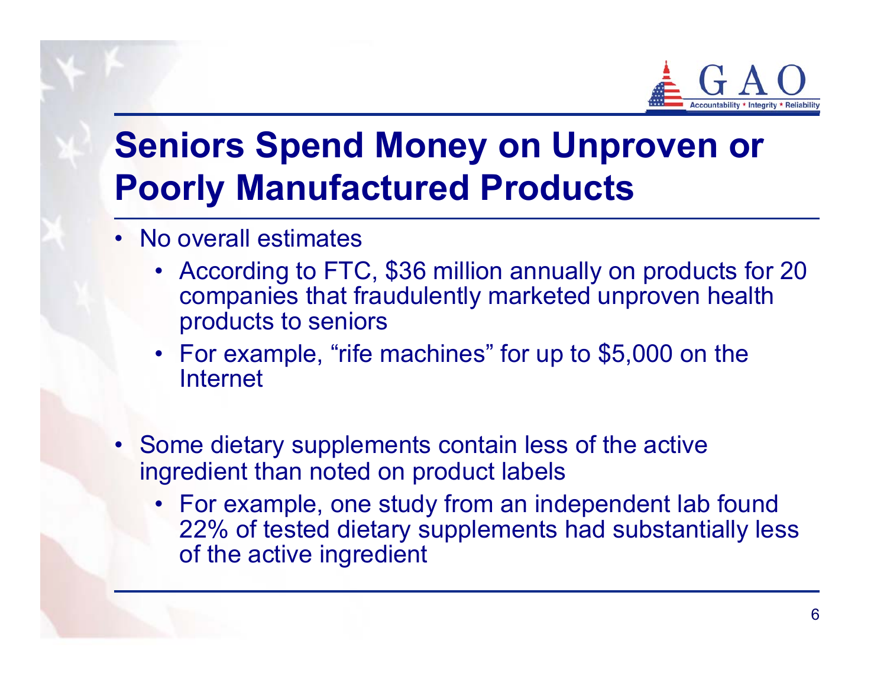# Seniors Spend Money on Unproven or Poorly Manufactured Products

- No overall estimates
  - According to FTC, $36 million annually on products for 20 companies that fraudulently marketed unproven health products to seniors
  - For example, "rife machines" for up to $5,000 on the Internet
- Some dietary supplements contain less of the active ingredient than noted on product labels
  - For example, one study from an independent lab found 22% of tested dietary supplements had substantially less of the active ingredient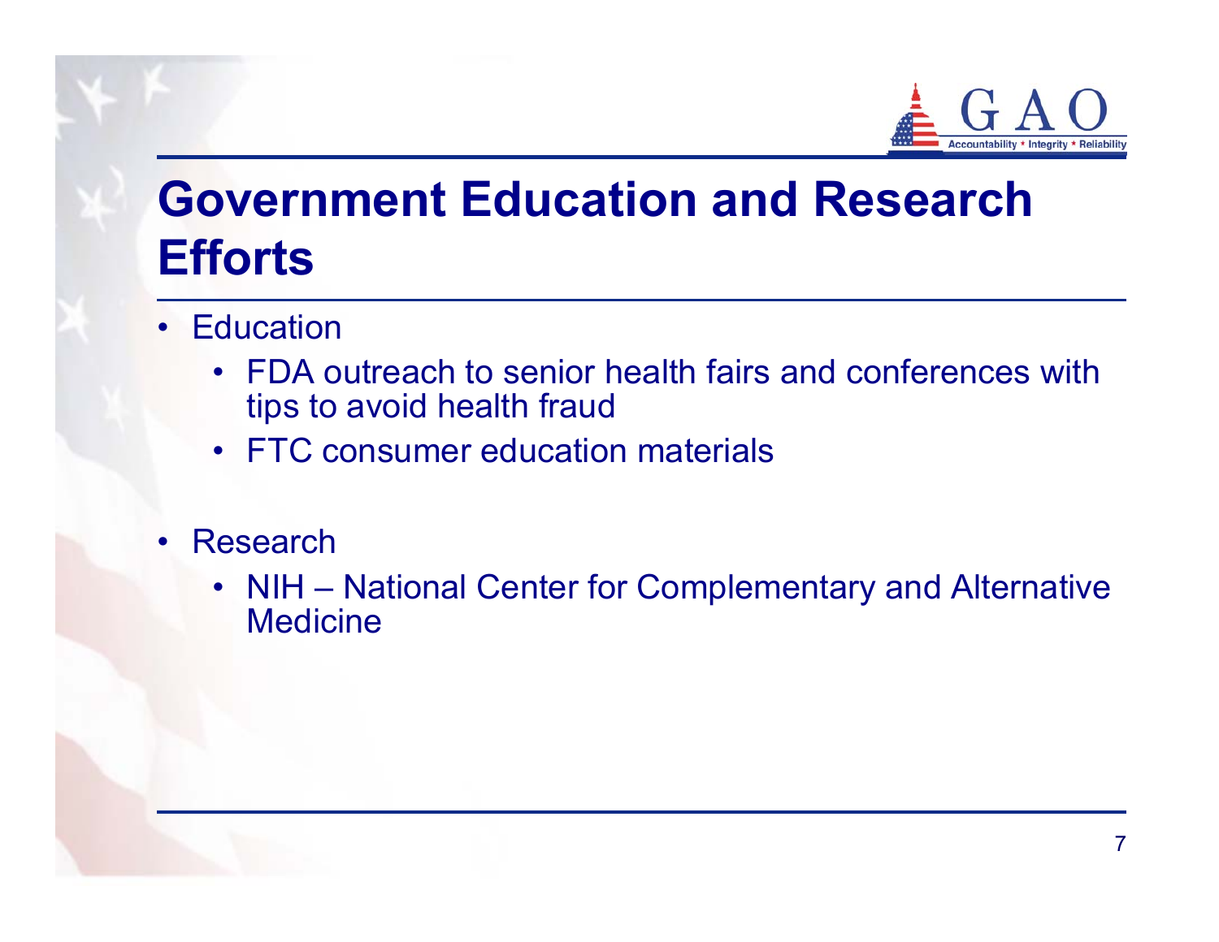# Government Education and Research Efforts

- Education
  - FDA outreach to senior health fairs and conferences with tips to avoid health fraud
  - FTC consumer education materials
- Research
  - NIH – National Center for Complementary and Alternative Medicine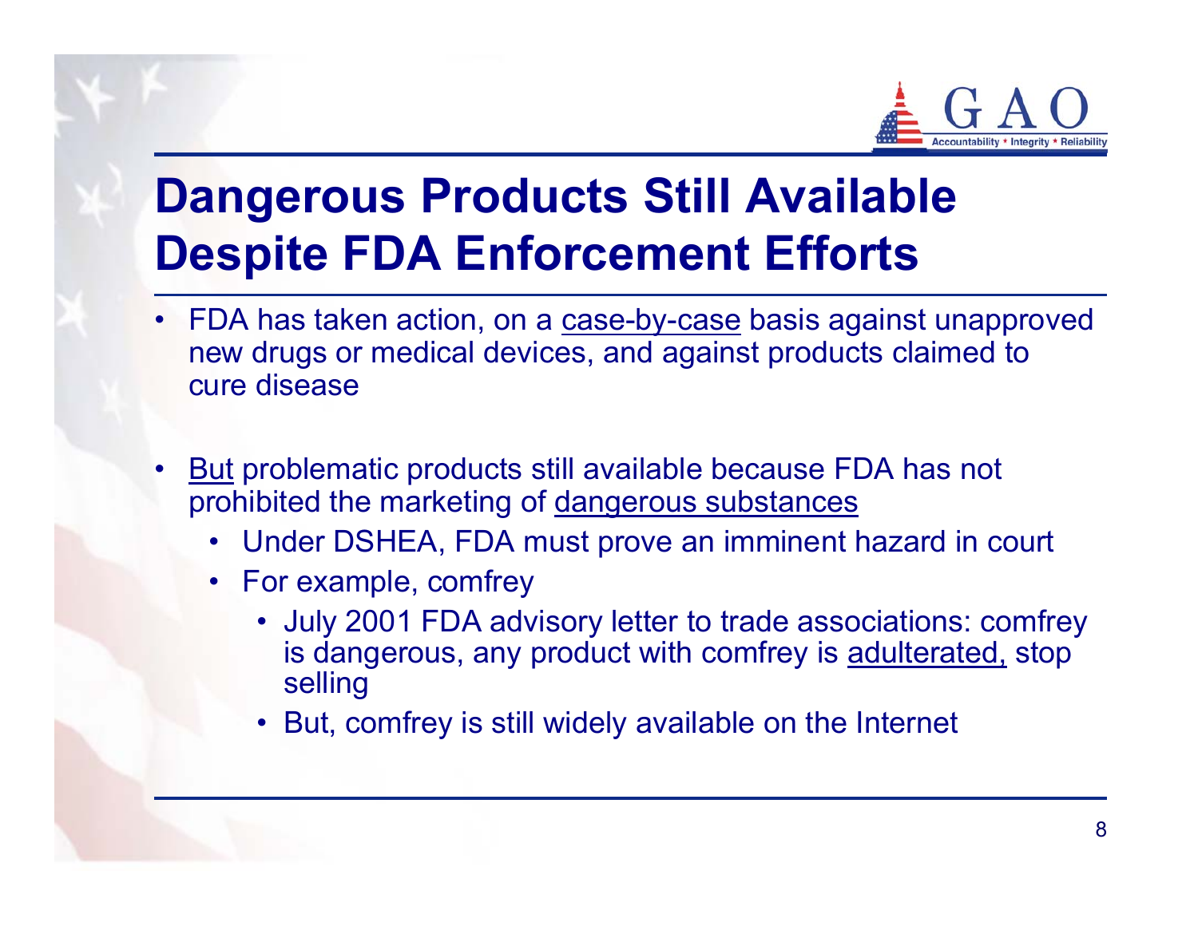# Dangerous Products Still Available Despite FDA Enforcement Efforts

- FDA has taken action, on a <u>case-by-case</u> basis against unapproved new drugs or medical devices, and against products claimed to cure disease

- <u>But</u> problematic products still available because FDA has not prohibited the marketing of <u>dangerous substances</u>
  - Under DSHEA, FDA must prove an imminent hazard in court
  - For example, comfrey
    - July 2001 FDA advisory letter to trade associations: comfrey is dangerous, any product with comfrey is <u>adulterated,</u> stop selling
    - But, comfrey is still widely available on the Internet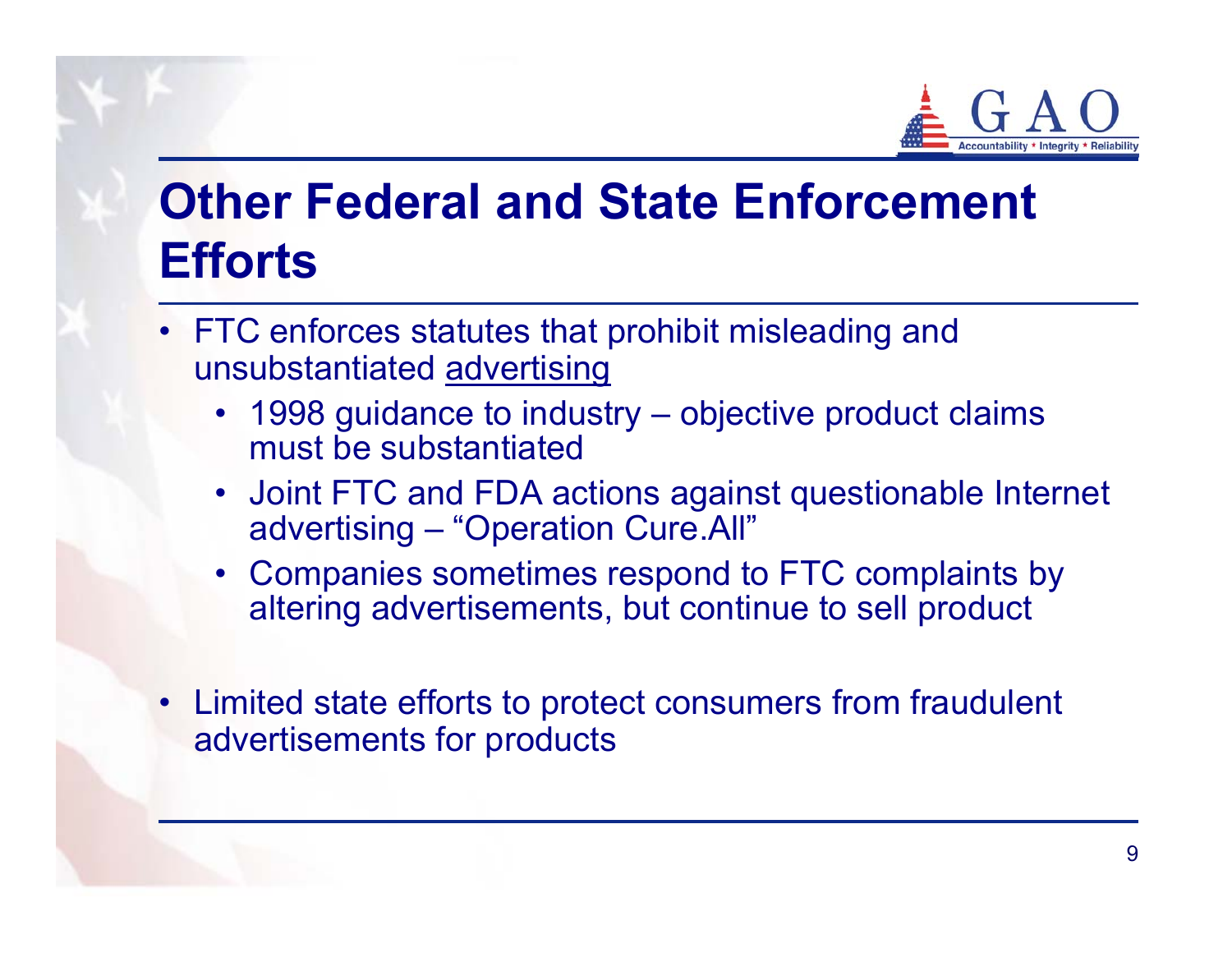# Other Federal and State Enforcement Efforts

- FTC enforces statutes that prohibit misleading and unsubstantiated advertising
  - 1998 guidance to industry – objective product claims must be substantiated
  - Joint FTC and FDA actions against questionable Internet advertising – "Operation Cure.All"
  - Companies sometimes respond to FTC complaints by altering advertisements, but continue to sell product
- Limited state efforts to protect consumers from fraudulent advertisements for products